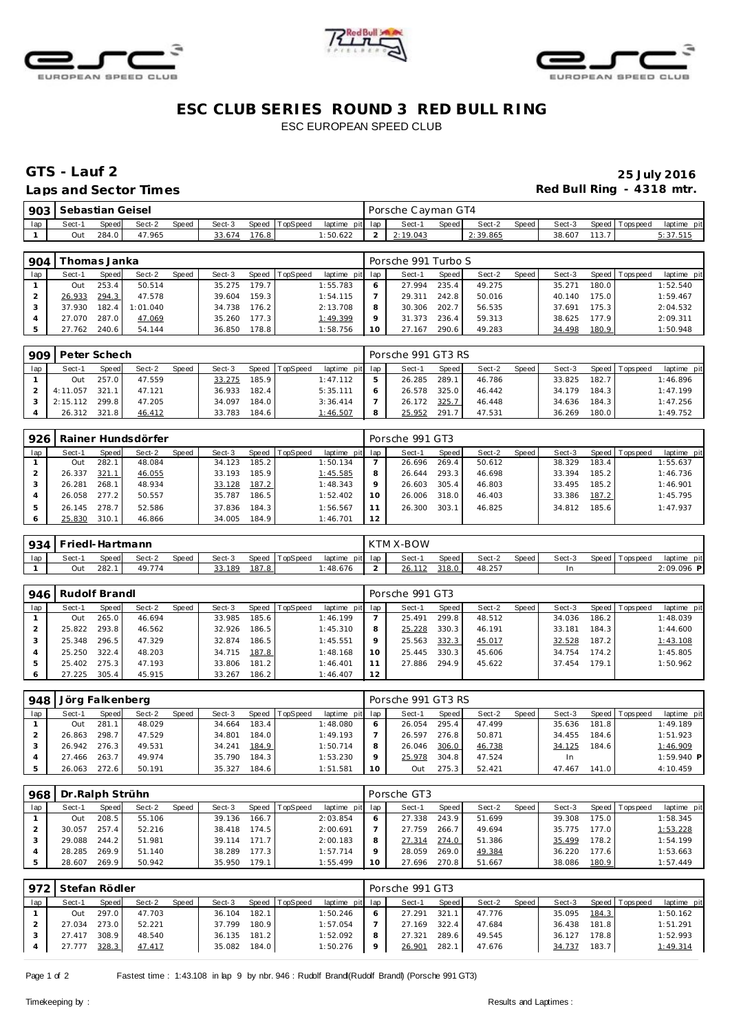# ESC CLUB SERIES ROUND 3 RED BULL RING

ESC EUROPEAN SPEED CLUB

## GTS - Lauf 2

**25 July 2016**

**Laps and Sector Times**

**Red Bull Ring - 4318 mtr.**

| 903 | Sebastian Geisel | | | | | | | | Porsche Cayman GT4 | | | | | | | | |
|---|---|---|---|---|---|---|---|---|---|---|---|---|---|---|---|---|---|
| lap | Sect-1 | Speed | Sect-2 | Speed | Sect-3 | Speed | TopSpeed | laptime pit | lap | Sect-1 | Speed | Sect-2 | Speed | Sect-3 | Speed | Topspeed | laptime pit |
| 1 | Out | 284.0 | 47.965 | | 33.674 | 176.8 | | 1:50.622 | 2 | 2:19.043 | | 2:39.865 | | 38.607 | 113.7 | | 5:37.515 |

| 904 | Thomas Janka | | | | | | | | Porsche 991 Turbo S | | | | | | | | |
|---|---|---|---|---|---|---|---|---|---|---|---|---|---|---|---|---|---|
| lap | Sect-1 | Speed | Sect-2 | Speed | Sect-3 | Speed | TopSpeed | laptime pit | lap | Sect-1 | Speed | Sect-2 | Speed | Sect-3 | Speed | Topspeed | laptime pit |
| 1 | Out | 253.4 | 50.514 | | 35.275 | 179.7 | | 1:55.783 | 6 | 27.994 | 235.4 | 49.275 | | 35.271 | 180.0 | | 1:52.540 |
| 2 | 26.933 | 294.3 | 47.578 | | 39.604 | 159.3 | | 1:54.115 | 7 | 29.311 | 242.8 | 50.016 | | 40.140 | 175.0 | | 1:59.467 |
| 3 | 37.930 | 182.4 | 1:01.040 | | 34.738 | 176.2 | | 2:13.708 | 8 | 30.306 | 202.7 | 56.535 | | 37.691 | 175.3 | | 2:04.532 |
| 4 | 27.070 | 287.0 | 47.069 | | 35.260 | 177.3 | | 1:49.399 | 9 | 31.373 | 236.4 | 59.313 | | 38.625 | 177.9 | | 2:09.311 |
| 5 | 27.762 | 240.6 | 54.144 | | 36.850 | 178.8 | | 1:58.756 | 10 | 27.167 | 290.6 | 49.283 | | 34.498 | 180.9 | | 1:50.948 |

| 909 | Peter Schech | | | | | | | | Porsche 991 GT3 RS | | | | | | | | |
|---|---|---|---|---|---|---|---|---|---|---|---|---|---|---|---|---|---|
| lap | Sect-1 | Speed | Sect-2 | Speed | Sect-3 | Speed | TopSpeed | laptime pit | lap | Sect-1 | Speed | Sect-2 | Speed | Sect-3 | Speed | Topspeed | laptime pit |
| 1 | Out | 257.0 | 47.559 | | 33.275 | 185.9 | | 1:47.112 | 5 | 26.285 | 289.1 | 46.786 | | 33.825 | 182.7 | | 1:46.896 |
| 2 | 4:11.057 | 321.1 | 47.121 | | 36.933 | 182.4 | | 5:35.111 | 6 | 26.578 | 325.0 | 46.442 | | 34.179 | 184.3 | | 1:47.199 |
| 3 | 2:15.112 | 299.8 | 47.205 | | 34.097 | 184.0 | | 3:36.414 | 7 | 26.172 | 325.7 | 46.448 | | 34.636 | 184.3 | | 1:47.256 |
| 4 | 26.312 | 321.8 | 46.412 | | 33.783 | 184.6 | | 1:46.507 | 8 | 25.952 | 291.7 | 47.531 | | 36.269 | 180.0 | | 1:49.752 |

| 926 | Rainer Hundsdörfer | | | | | | | | Porsche 991 GT3 | | | | | | | | |
|---|---|---|---|---|---|---|---|---|---|---|---|---|---|---|---|---|---|
| lap | Sect-1 | Speed | Sect-2 | Speed | Sect-3 | Speed | TopSpeed | laptime pit | lap | Sect-1 | Speed | Sect-2 | Speed | Sect-3 | Speed | Topspeed | laptime pit |
| 1 | Out | 282.1 | 48.084 | | 34.123 | 185.2 | | 1:50.134 | 7 | 26.696 | 269.4 | 50.612 | | 38.329 | 183.4 | | 1:55.637 |
| 2 | 26.337 | 321.1 | 46.055 | | 33.193 | 185.9 | | 1:45.585 | 8 | 26.644 | 293.3 | 46.698 | | 33.394 | 185.2 | | 1:46.736 |
| 3 | 26.281 | 268.1 | 48.934 | | 33.128 | 187.2 | | 1:48.343 | 9 | 26.603 | 305.4 | 46.803 | | 33.495 | 185.2 | | 1:46.901 |
| 4 | 26.058 | 277.2 | 50.557 | | 35.787 | 186.5 | | 1:52.402 | 10 | 26.006 | 318.0 | 46.403 | | 33.386 | 187.2 | | 1:45.795 |
| 5 | 26.145 | 278.7 | 52.586 | | 37.836 | 184.3 | | 1:56.567 | 11 | 26.300 | 303.1 | 46.825 | | 34.812 | 185.6 | | 1:47.937 |
| 6 | 25.830 | 310.1 | 46.866 | | 34.005 | 184.9 | | 1:46.701 | 12 | | | | | | | | |

| 934 | Friedl-Hartmann | | | | | | | | KTM X-BOW | | | | | | | | |
|---|---|---|---|---|---|---|---|---|---|---|---|---|---|---|---|---|---|
| lap | Sect-1 | Speed | Sect-2 | Speed | Sect-3 | Speed | TopSpeed | laptime pit | lap | Sect-1 | Speed | Sect-2 | Speed | Sect-3 | Speed | Topspeed | laptime pit |
| 1 | Out | 282.1 | 49.774 | | 33.189 | 187.8 | | 1:48.676 | 2 | 26.112 | 318.0 | 48.257 | | In | | | 2:09.096 P |

| 946 | Rudolf Brandl | | | | | | | | Porsche 991 GT3 | | | | | | | | |
|---|---|---|---|---|---|---|---|---|---|---|---|---|---|---|---|---|---|
| lap | Sect-1 | Speed | Sect-2 | Speed | Sect-3 | Speed | TopSpeed | laptime pit | lap | Sect-1 | Speed | Sect-2 | Speed | Sect-3 | Speed | Topspeed | laptime pit |
| 1 | Out | 265.0 | 46.694 | | 33.985 | 185.6 | | 1:46.199 | 7 | 25.491 | 299.8 | 48.512 | | 34.036 | 186.2 | | 1:48.039 |
| 2 | 25.822 | 293.8 | 46.562 | | 32.926 | 186.5 | | 1:45.310 | 8 | 25.228 | 330.3 | 46.191 | | 33.181 | 184.3 | | 1:44.600 |
| 3 | 25.348 | 296.5 | 47.329 | | 32.874 | 186.5 | | 1:45.551 | 9 | 25.563 | 332.3 | 45.017 | | 32.528 | 187.2 | | 1:43.108 |
| 4 | 25.250 | 322.4 | 48.203 | | 34.715 | 187.8 | | 1:48.168 | 10 | 25.445 | 330.3 | 45.606 | | 34.754 | 174.2 | | 1:45.805 |
| 5 | 25.402 | 275.3 | 47.193 | | 33.806 | 181.2 | | 1:46.401 | 11 | 27.886 | 294.9 | 45.622 | | 37.454 | 179.1 | | 1:50.962 |
| 6 | 27.225 | 305.4 | 45.915 | | 33.267 | 186.2 | | 1:46.407 | 12 | | | | | | | | |

| 948 | Jörg Falkenberg | | | | | | | | Porsche 991 GT3 RS | | | | | | | | |
|---|---|---|---|---|---|---|---|---|---|---|---|---|---|---|---|---|---|
| lap | Sect-1 | Speed | Sect-2 | Speed | Sect-3 | Speed | TopSpeed | laptime pit | lap | Sect-1 | Speed | Sect-2 | Speed | Sect-3 | Speed | Topspeed | laptime pit |
| 1 | Out | 281.1 | 48.029 | | 34.664 | 183.4 | | 1:48.080 | 6 | 26.054 | 295.4 | 47.499 | | 35.636 | 181.8 | | 1:49.189 |
| 2 | 26.863 | 298.7 | 47.529 | | 34.801 | 184.0 | | 1:49.193 | 7 | 26.597 | 276.8 | 50.871 | | 34.455 | 184.6 | | 1:51.923 |
| 3 | 26.942 | 276.3 | 49.531 | | 34.241 | 184.9 | | 1:50.714 | 8 | 26.046 | 306.0 | 46.738 | | 34.125 | 184.6 | | 1:46.909 |
| 4 | 27.466 | 263.7 | 49.974 | | 35.790 | 184.3 | | 1:53.230 | 9 | 25.978 | 304.8 | 47.524 | | In | | | 1:59.940 P |
| 5 | 26.063 | 272.6 | 50.191 | | 35.327 | 184.6 | | 1:51.581 | 10 | Out | 275.3 | 52.421 | | 47.467 | 141.0 | | 4:10.459 |

| 968 | Dr.Ralph Strühn | | | | | | | | Porsche GT3 | | | | | | | | |
|---|---|---|---|---|---|---|---|---|---|---|---|---|---|---|---|---|---|
| lap | Sect-1 | Speed | Sect-2 | Speed | Sect-3 | Speed | TopSpeed | laptime pit | lap | Sect-1 | Speed | Sect-2 | Speed | Sect-3 | Speed | Topspeed | laptime pit |
| 1 | Out | 208.5 | 55.106 | | 39.136 | 166.7 | | 2:03.854 | 6 | 27.338 | 243.9 | 51.699 | | 39.308 | 175.0 | | 1:58.345 |
| 2 | 30.057 | 257.4 | 52.216 | | 38.418 | 174.5 | | 2:00.691 | 7 | 27.759 | 266.7 | 49.694 | | 35.775 | 177.0 | | 1:53.228 |
| 3 | 29.088 | 244.2 | 51.981 | | 39.114 | 171.7 | | 2:00.183 | 8 | 27.314 | 274.0 | 51.386 | | 35.499 | 178.2 | | 1:54.199 |
| 4 | 28.285 | 269.9 | 51.140 | | 38.289 | 177.3 | | 1:57.714 | 9 | 28.059 | 269.0 | 49.384 | | 36.220 | 177.6 | | 1:53.663 |
| 5 | 28.607 | 269.9 | 50.942 | | 35.950 | 179.1 | | 1:55.499 | 10 | 27.696 | 270.8 | 51.667 | | 38.086 | 180.9 | | 1:57.449 |

| 972 | Stefan Rödler | | | | | | | | Porsche 991 GT3 | | | | | | | | |
|---|---|---|---|---|---|---|---|---|---|---|---|---|---|---|---|---|---|
| lap | Sect-1 | Speed | Sect-2 | Speed | Sect-3 | Speed | TopSpeed | laptime pit | lap | Sect-1 | Speed | Sect-2 | Speed | Sect-3 | Speed | Topspeed | laptime pit |
| 1 | Out | 297.0 | 47.703 | | 36.104 | 182.1 | | 1:50.246 | 6 | 27.291 | 321.1 | 47.776 | | 35.095 | 184.3 | | 1:50.162 |
| 2 | 27.034 | 273.0 | 52.221 | | 37.799 | 180.9 | | 1:57.054 | 7 | 27.169 | 322.4 | 47.684 | | 36.438 | 181.8 | | 1:51.291 |
| 3 | 27.417 | 308.9 | 48.540 | | 36.135 | 181.2 | | 1:52.092 | 8 | 27.321 | 289.6 | 49.545 | | 36.127 | 178.8 | | 1:52.993 |
| 4 | 27.777 | 328.3 | 47.417 | | 35.082 | 184.0 | | 1:50.276 | 9 | 26.901 | 282.1 | 47.676 | | 34.737 | 183.7 | | 1:49.314 |

Fastest time : 1:43.108 in lap 9 by nbr. 946 : Rudolf Brandl(Rudolf Brandl) (Porsche 991 GT3)

Timekeeping by :

Results and Laptimes :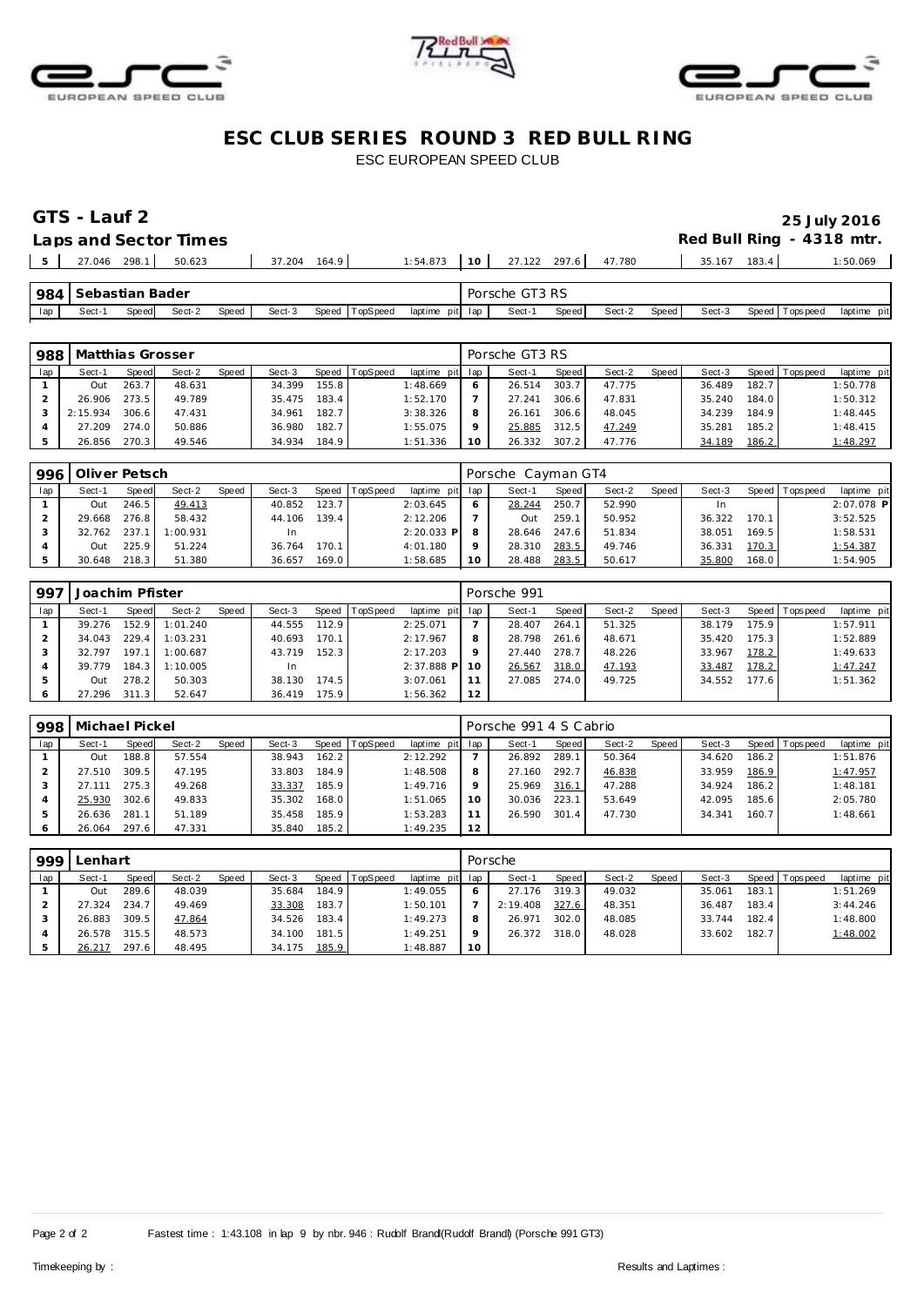# ESC CLUB SERIES ROUND 3 RED BULL RING

ESC EUROPEAN SPEED CLUB

## GTS - Lauf 2

**25 July 2016**

### Laps and Sector Times

**Red Bull Ring - 4318 mtr.**

| 5 | 27.046 | 298.1 | 50.623 | | 37.204 | 164.9 | | 1:54.873 | 10 | 27.122 | 297.6 | 47.780 | | 35.167 | 183.4 | | 1:50.069 |
|---|---|---|---|---|---|---|---|---|---|---|---|---|---|---|---|---|---|

**984 Sebastian Bader** — Porsche GT3 RS

| lap | Sect-1 | Speed | Sect-2 | Speed | Sect-3 | Speed | TopSpeed | laptime pit | lap | Sect-1 | Speed | Sect-2 | Speed | Sect-3 | Speed | Topspeed | laptime pit |
|---|---|---|---|---|---|---|---|---|---|---|---|---|---|---|---|---|---|

**988 Matthias Grosser** — Porsche GT3 RS

| lap | Sect-1 | Speed | Sect-2 | Speed | Sect-3 | Speed | TopSpeed | laptime pit | lap | Sect-1 | Speed | Sect-2 | Speed | Sect-3 | Speed | Topspeed | laptime pit |
|---|---|---|---|---|---|---|---|---|---|---|---|---|---|---|---|---|---|
| 1 | Out | 263.7 | 48.631 | | 34.399 | 155.8 | | 1:48.669 | 6 | 26.514 | 303.7 | 47.775 | | 36.489 | 182.7 | | 1:50.778 |
| 2 | 26.906 | 273.5 | 49.789 | | 35.475 | 183.4 | | 1:52.170 | 7 | 27.241 | 306.6 | 47.831 | | 35.240 | 184.0 | | 1:50.312 |
| 3 | 2:15.934 | 306.6 | 47.431 | | 34.961 | 182.7 | | 3:38.326 | 8 | 26.161 | 306.6 | 48.045 | | 34.239 | 184.9 | | 1:48.445 |
| 4 | 27.209 | 274.0 | 50.886 | | 36.980 | 182.7 | | 1:55.075 | 9 | 25.885 | 312.5 | 47.249 | | 35.281 | 185.2 | | 1:48.415 |
| 5 | 26.856 | 270.3 | 49.546 | | 34.934 | 184.9 | | 1:51.336 | 10 | 26.332 | 307.2 | 47.776 | | 34.189 | 186.2 | | 1:48.297 |

**996 Oliver Petsch** — Porsche Cayman GT4

| lap | Sect-1 | Speed | Sect-2 | Speed | Sect-3 | Speed | TopSpeed | laptime pit | lap | Sect-1 | Speed | Sect-2 | Speed | Sect-3 | Speed | Topspeed | laptime pit |
|---|---|---|---|---|---|---|---|---|---|---|---|---|---|---|---|---|---|
| 1 | Out | 246.5 | 49.413 | | 40.852 | 123.7 | | 2:03.645 | 6 | 28.244 | 250.7 | 52.990 | | In | | | 2:07.078 P |
| 2 | 29.668 | 276.8 | 58.432 | | 44.106 | 139.4 | | 2:12.206 | 7 | Out | 259.1 | 50.952 | | 36.322 | 170.1 | | 3:52.525 |
| 3 | 32.762 | 237.1 | 1:00.931 | | In | | | 2:20.033 P | 8 | 28.646 | 247.6 | 51.834 | | 38.051 | 169.5 | | 1:58.531 |
| 4 | Out | 225.9 | 51.224 | | 36.764 | 170.1 | | 4:01.180 | 9 | 28.310 | 283.5 | 49.746 | | 36.331 | 170.3 | | 1:54.387 |
| 5 | 30.648 | 218.3 | 51.380 | | 36.657 | 169.0 | | 1:58.685 | 10 | 28.488 | 283.5 | 50.617 | | 35.800 | 168.0 | | 1:54.905 |

**997 Joachim Pfister** — Porsche 991

| lap | Sect-1 | Speed | Sect-2 | Speed | Sect-3 | Speed | TopSpeed | laptime pit | lap | Sect-1 | Speed | Sect-2 | Speed | Sect-3 | Speed | Topspeed | laptime pit |
|---|---|---|---|---|---|---|---|---|---|---|---|---|---|---|---|---|---|
| 1 | 39.276 | 152.9 | 1:01.240 | | 44.555 | 112.9 | | 2:25.071 | 7 | 28.407 | 264.1 | 51.325 | | 38.179 | 175.9 | | 1:57.911 |
| 2 | 34.043 | 229.4 | 1:03.231 | | 40.693 | 170.1 | | 2:17.967 | 8 | 28.798 | 261.6 | 48.671 | | 35.420 | 175.3 | | 1:52.889 |
| 3 | 32.797 | 197.1 | 1:00.687 | | 43.719 | 152.3 | | 2:17.203 | 9 | 27.440 | 278.7 | 48.226 | | 33.967 | 178.2 | | 1:49.633 |
| 4 | 39.779 | 184.3 | 1:10.005 | | In | | | 2:37.888 P | 10 | 26.567 | 318.0 | 47.193 | | 33.487 | 178.2 | | 1:47.247 |
| 5 | Out | 278.2 | 50.303 | | 38.130 | 174.5 | | 3:07.061 | 11 | 27.085 | 274.0 | 49.725 | | 34.552 | 177.6 | | 1:51.362 |
| 6 | 27.296 | 311.3 | 52.647 | | 36.419 | 175.9 | | 1:56.362 | 12 | | | | | | | | |

**998 Michael Pickel** — Porsche 991 4 S Cabrio

| lap | Sect-1 | Speed | Sect-2 | Speed | Sect-3 | Speed | TopSpeed | laptime pit | lap | Sect-1 | Speed | Sect-2 | Speed | Sect-3 | Speed | Topspeed | laptime pit |
|---|---|---|---|---|---|---|---|---|---|---|---|---|---|---|---|---|---|
| 1 | Out | 188.8 | 57.554 | | 38.943 | 162.2 | | 2:12.292 | 7 | 26.892 | 289.1 | 50.364 | | 34.620 | 186.2 | | 1:51.876 |
| 2 | 27.510 | 309.5 | 47.195 | | 33.803 | 184.9 | | 1:48.508 | 8 | 27.160 | 292.7 | 46.838 | | 33.959 | 186.9 | | 1:47.957 |
| 3 | 27.111 | 275.3 | 49.268 | | 33.337 | 185.9 | | 1:49.716 | 9 | 25.969 | 316.1 | 47.288 | | 34.924 | 186.2 | | 1:48.181 |
| 4 | 25.930 | 302.6 | 49.833 | | 35.302 | 168.0 | | 1:51.065 | 10 | 30.036 | 223.1 | 53.649 | | 42.095 | 185.6 | | 2:05.780 |
| 5 | 26.636 | 281.1 | 51.189 | | 35.458 | 185.9 | | 1:53.283 | 11 | 26.590 | 301.4 | 47.730 | | 34.341 | 160.7 | | 1:48.661 |
| 6 | 26.064 | 297.6 | 47.331 | | 35.840 | 185.2 | | 1:49.235 | 12 | | | | | | | | |

**999 Lenhart** — Porsche

| lap | Sect-1 | Speed | Sect-2 | Speed | Sect-3 | Speed | TopSpeed | laptime pit | lap | Sect-1 | Speed | Sect-2 | Speed | Sect-3 | Speed | Topspeed | laptime pit |
|---|---|---|---|---|---|---|---|---|---|---|---|---|---|---|---|---|---|
| 1 | Out | 289.6 | 48.039 | | 35.684 | 184.9 | | 1:49.055 | 6 | 27.176 | 319.3 | 49.032 | | 35.061 | 183.1 | | 1:51.269 |
| 2 | 27.324 | 234.7 | 49.469 | | 33.308 | 183.7 | | 1:50.101 | 7 | 2:19.408 | 327.6 | 48.351 | | 36.487 | 183.4 | | 3:44.246 |
| 3 | 26.883 | 309.5 | 47.864 | | 34.526 | 183.4 | | 1:49.273 | 8 | 26.971 | 302.0 | 48.085 | | 33.744 | 182.4 | | 1:48.800 |
| 4 | 26.578 | 315.5 | 48.573 | | 34.100 | 181.5 | | 1:49.251 | 9 | 26.372 | 318.0 | 48.028 | | 33.602 | 182.7 | | 1:48.002 |
| 5 | 26.217 | 297.6 | 48.495 | | 34.175 | 185.9 | | 1:48.887 | 10 | | | | | | | | |

Fastest time : 1:43.108 in lap 9 by nbr. 946 : Rudolf Brandl(Rudolf Brandl) (Porsche 991 GT3)

Timekeeping by :

Results and Laptimes :